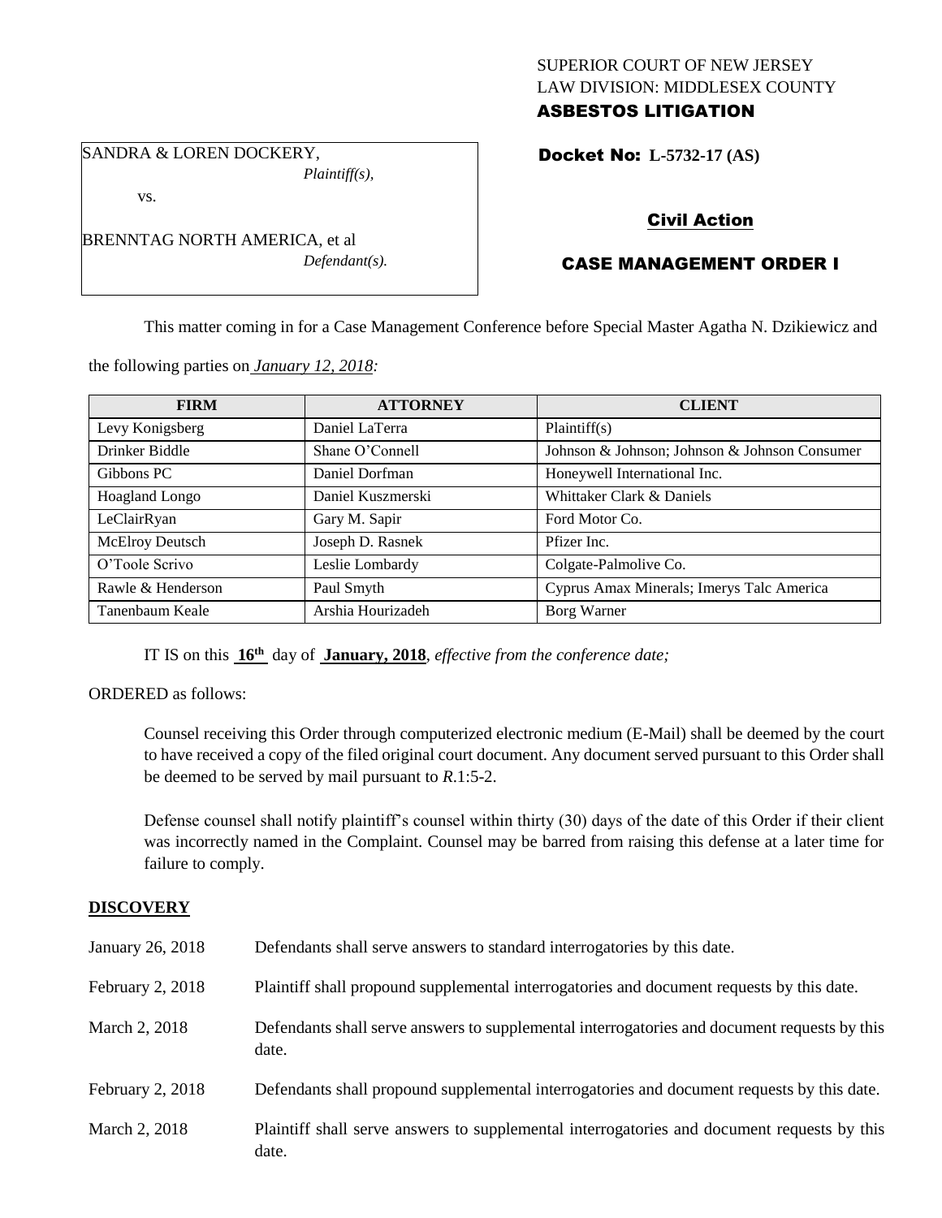SUPERIOR COURT OF NEW JERSEY
LAW DIVISION: MIDDLESEX COUNTY
**ASBESTOS LITIGATION**

SANDRA & LOREN DOCKERY,
*Plaintiff(s),*

vs.

BRENNTAG NORTH AMERICA, et al
*Defendant(s).*

**Docket No: L-5732-17 (AS)**

## Civil Action

## CASE MANAGEMENT ORDER I

This matter coming in for a Case Management Conference before Special Master Agatha N. Dzikiewicz and the following parties on *January 12, 2018:*

| FIRM | ATTORNEY | CLIENT |
|---|---|---|
| Levy Konigsberg | Daniel LaTerra | Plaintiff(s) |
| Drinker Biddle | Shane O'Connell | Johnson & Johnson; Johnson & Johnson Consumer |
| Gibbons PC | Daniel Dorfman | Honeywell International Inc. |
| Hoagland Longo | Daniel Kuszmerski | Whittaker Clark & Daniels |
| LeClairRyan | Gary M. Sapir | Ford Motor Co. |
| McElroy Deutsch | Joseph D. Rasnek | Pfizer Inc. |
| O'Toole Scrivo | Leslie Lombardy | Colgate-Palmolive Co. |
| Rawle & Henderson | Paul Smyth | Cyprus Amax Minerals; Imerys Talc America |
| Tanenbaum Keale | Arshia Hourizadeh | Borg Warner |

IT IS on this **16th** day of **January, 2018**, *effective from the conference date;*

ORDERED as follows:

Counsel receiving this Order through computerized electronic medium (E-Mail) shall be deemed by the court to have received a copy of the filed original court document. Any document served pursuant to this Order shall be deemed to be served by mail pursuant to *R*.1:5-2.

Defense counsel shall notify plaintiff's counsel within thirty (30) days of the date of this Order if their client was incorrectly named in the Complaint. Counsel may be barred from raising this defense at a later time for failure to comply.

### DISCOVERY

| | |
|---|---|
| January 26, 2018 | Defendants shall serve answers to standard interrogatories by this date. |
| February 2, 2018 | Plaintiff shall propound supplemental interrogatories and document requests by this date. |
| March 2, 2018 | Defendants shall serve answers to supplemental interrogatories and document requests by this date. |
| February 2, 2018 | Defendants shall propound supplemental interrogatories and document requests by this date. |
| March 2, 2018 | Plaintiff shall serve answers to supplemental interrogatories and document requests by this date. |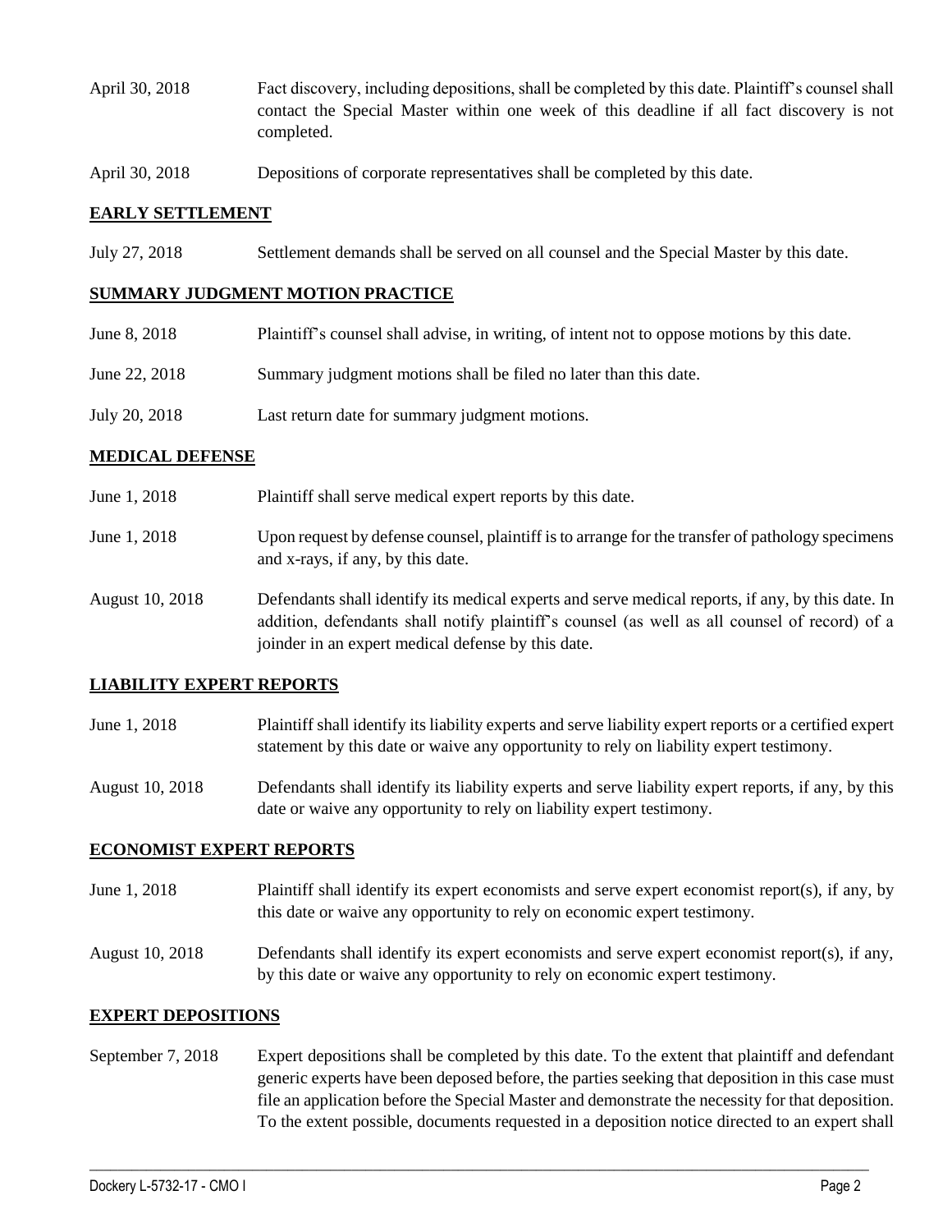April 30, 2018 Fact discovery, including depositions, shall be completed by this date. Plaintiff's counsel shall contact the Special Master within one week of this deadline if all fact discovery is not completed.

April 30, 2018 Depositions of corporate representatives shall be completed by this date.

## EARLY SETTLEMENT

July 27, 2018 Settlement demands shall be served on all counsel and the Special Master by this date.

## SUMMARY JUDGMENT MOTION PRACTICE

June 8, 2018 Plaintiff's counsel shall advise, in writing, of intent not to oppose motions by this date.

June 22, 2018 Summary judgment motions shall be filed no later than this date.

July 20, 2018 Last return date for summary judgment motions.

## MEDICAL DEFENSE

June 1, 2018 Plaintiff shall serve medical expert reports by this date.

June 1, 2018 Upon request by defense counsel, plaintiff is to arrange for the transfer of pathology specimens and x-rays, if any, by this date.

August 10, 2018 Defendants shall identify its medical experts and serve medical reports, if any, by this date. In addition, defendants shall notify plaintiff's counsel (as well as all counsel of record) of a joinder in an expert medical defense by this date.

## LIABILITY EXPERT REPORTS

June 1, 2018 Plaintiff shall identify its liability experts and serve liability expert reports or a certified expert statement by this date or waive any opportunity to rely on liability expert testimony.

August 10, 2018 Defendants shall identify its liability experts and serve liability expert reports, if any, by this date or waive any opportunity to rely on liability expert testimony.

## ECONOMIST EXPERT REPORTS

June 1, 2018 Plaintiff shall identify its expert economists and serve expert economist report(s), if any, by this date or waive any opportunity to rely on economic expert testimony.

August 10, 2018 Defendants shall identify its expert economists and serve expert economist report(s), if any, by this date or waive any opportunity to rely on economic expert testimony.

## EXPERT DEPOSITIONS

September 7, 2018 Expert depositions shall be completed by this date. To the extent that plaintiff and defendant generic experts have been deposed before, the parties seeking that deposition in this case must file an application before the Special Master and demonstrate the necessity for that deposition. To the extent possible, documents requested in a deposition notice directed to an expert shall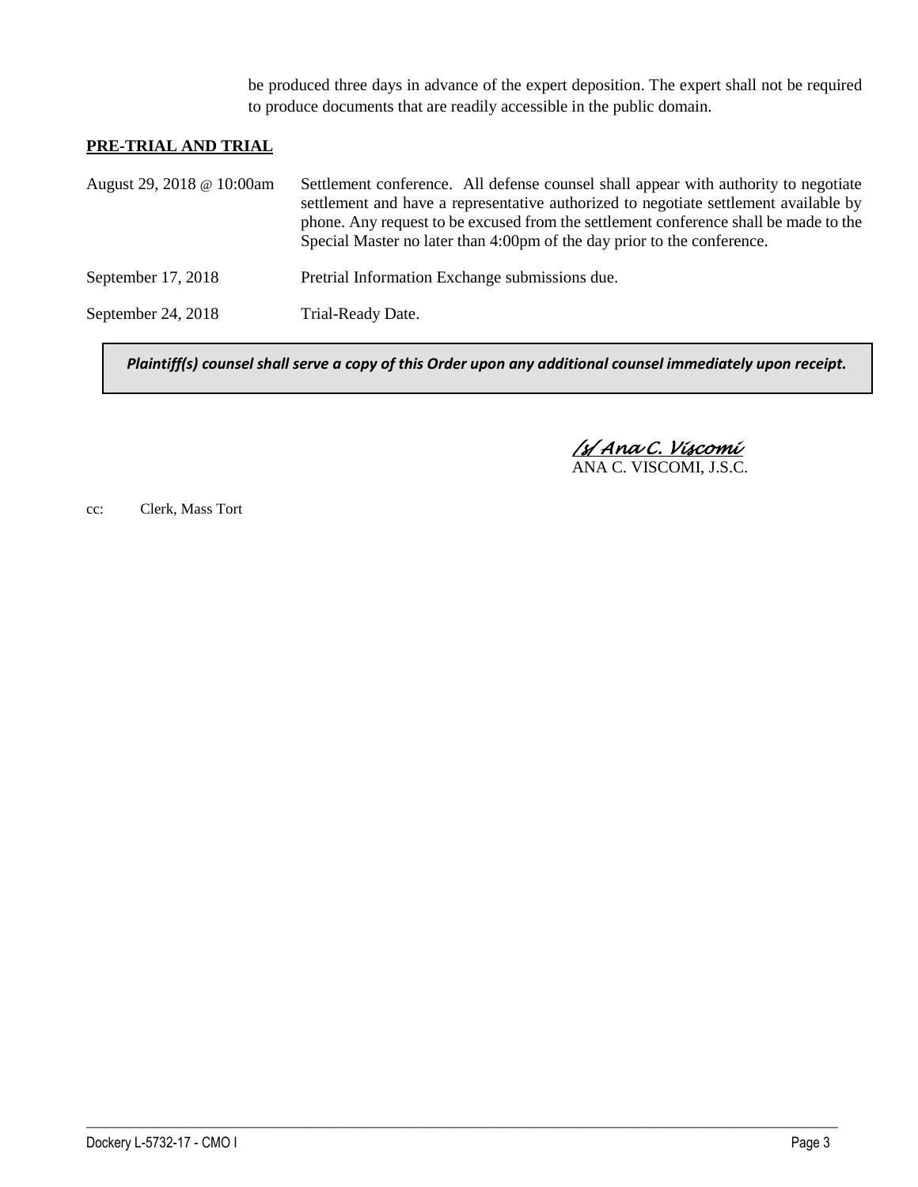be produced three days in advance of the expert deposition. The expert shall not be required to produce documents that are readily accessible in the public domain.

**PRE-TRIAL AND TRIAL**

| | |
|---|---|
| August 29, 2018 @ 10:00am | Settlement conference. All defense counsel shall appear with authority to negotiate settlement and have a representative authorized to negotiate settlement available by phone. Any request to be excused from the settlement conference shall be made to the Special Master no later than 4:00pm of the day prior to the conference. |
| September 17, 2018 | Pretrial Information Exchange submissions due. |
| September 24, 2018 | Trial-Ready Date. |

***Plaintiff(s) counsel shall serve a copy of this Order upon any additional counsel immediately upon receipt.***

/s/ Ana C. Viscomi
ANA C. VISCOMI, J.S.C.

cc: Clerk, Mass Tort